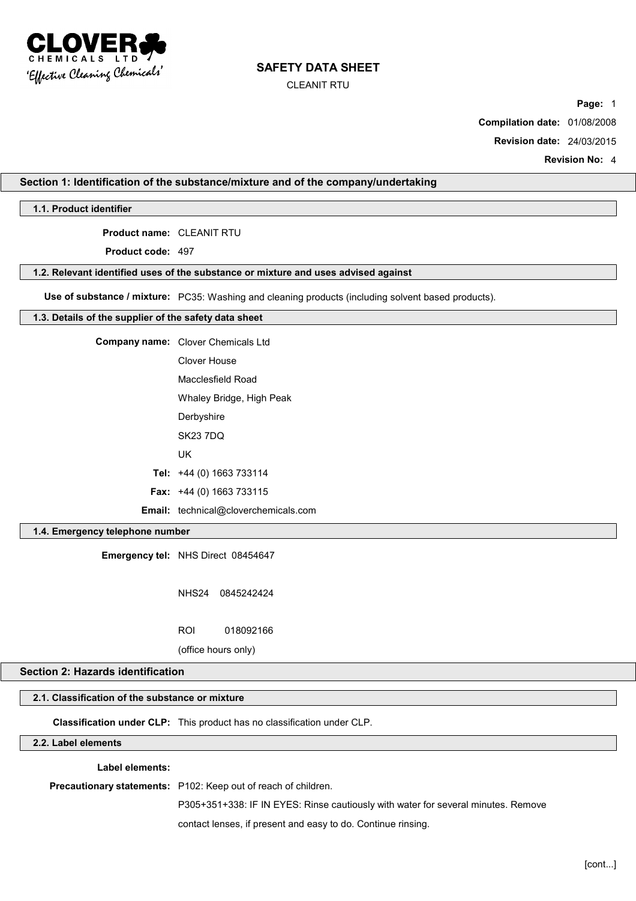# SAFETY DATA SHEET

CLEANIT RTU

**Compilation date:** 01/08/2008

**Revision date:** 24/03/2015

**Revision No:** 4

## Section 1: Identification of the substance/mixture and of the company/undertaking

### 1.1. Product identifier

**Product name:** CLEANIT RTU

**Product code:** 497

### 1.2. Relevant identified uses of the substance or mixture and uses advised against

**Use of substance / mixture:** PC35: Washing and cleaning products (including solvent based products).

### 1.3. Details of the supplier of the safety data sheet

**Company name:** Clover Chemicals Ltd
Clover House
Macclesfield Road
Whaley Bridge, High Peak
Derbyshire
SK23 7DQ
UK

**Tel:** +44 (0) 1663 733114

**Fax:** +44 (0) 1663 733115

**Email:** technical@cloverchemicals.com

### 1.4. Emergency telephone number

**Emergency tel:** NHS Direct 08454647

NHS24 0845242424

ROI 018092166

(office hours only)

## Section 2: Hazards identification

### 2.1. Classification of the substance or mixture

**Classification under CLP:** This product has no classification under CLP.

### 2.2. Label elements

**Label elements:**

**Precautionary statements:** P102: Keep out of reach of children.

P305+351+338: IF IN EYES: Rinse cautiously with water for several minutes. Remove contact lenses, if present and easy to do. Continue rinsing.

[cont...]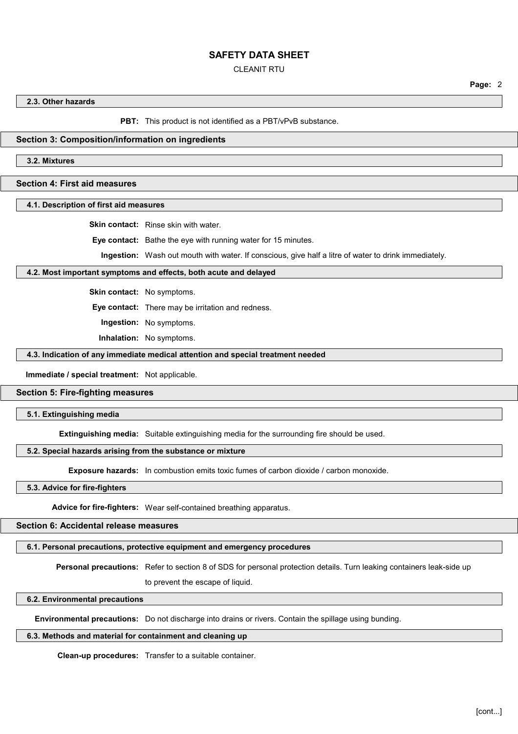### 2.3. Other hazards

**PBT:** This product is not identified as a PBT/vPvB substance.

## Section 3: Composition/information on ingredients

### 3.2. Mixtures

## Section 4: First aid measures

### 4.1. Description of first aid measures

**Skin contact:** Rinse skin with water.

**Eye contact:** Bathe the eye with running water for 15 minutes.

**Ingestion:** Wash out mouth with water. If conscious, give half a litre of water to drink immediately.

### 4.2. Most important symptoms and effects, both acute and delayed

**Skin contact:** No symptoms.

**Eye contact:** There may be irritation and redness.

**Ingestion:** No symptoms.

**Inhalation:** No symptoms.

### 4.3. Indication of any immediate medical attention and special treatment needed

**Immediate / special treatment:** Not applicable.

## Section 5: Fire-fighting measures

### 5.1. Extinguishing media

**Extinguishing media:** Suitable extinguishing media for the surrounding fire should be used.

### 5.2. Special hazards arising from the substance or mixture

**Exposure hazards:** In combustion emits toxic fumes of carbon dioxide / carbon monoxide.

### 5.3. Advice for fire-fighters

**Advice for fire-fighters:** Wear self-contained breathing apparatus.

## Section 6: Accidental release measures

### 6.1. Personal precautions, protective equipment and emergency procedures

**Personal precautions:** Refer to section 8 of SDS for personal protection details. Turn leaking containers leak-side up to prevent the escape of liquid.

### 6.2. Environmental precautions

**Environmental precautions:** Do not discharge into drains or rivers. Contain the spillage using bunding.

### 6.3. Methods and material for containment and cleaning up

**Clean-up procedures:** Transfer to a suitable container.

[cont...]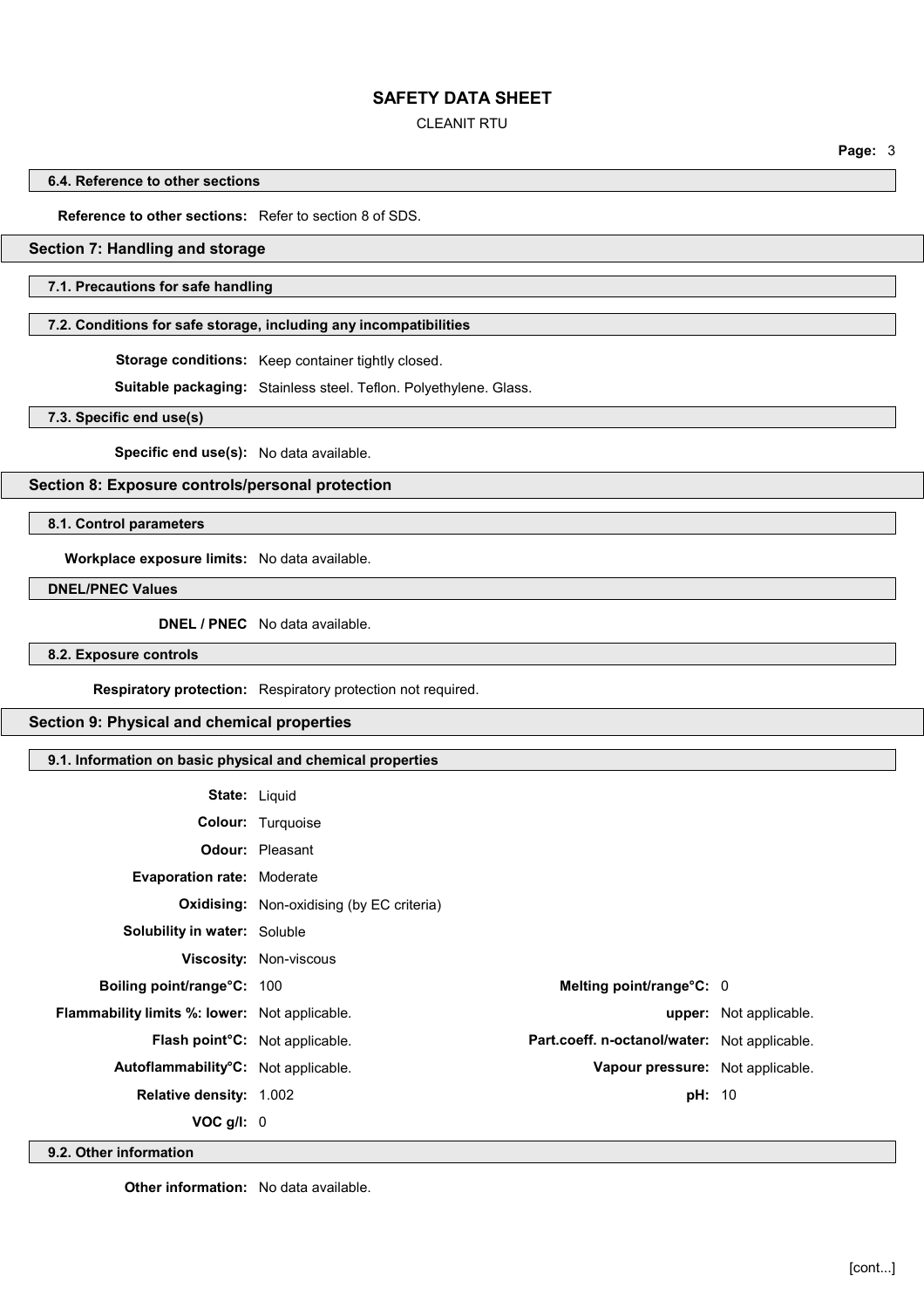### 6.4. Reference to other sections

**Reference to other sections:** Refer to section 8 of SDS.

## Section 7: Handling and storage

### 7.1. Precautions for safe handling

### 7.2. Conditions for safe storage, including any incompatibilities

**Storage conditions:** Keep container tightly closed.

**Suitable packaging:** Stainless steel. Teflon. Polyethylene. Glass.

### 7.3. Specific end use(s)

**Specific end use(s):** No data available.

## Section 8: Exposure controls/personal protection

### 8.1. Control parameters

**Workplace exposure limits:** No data available.

### DNEL/PNEC Values

**DNEL / PNEC** No data available.

### 8.2. Exposure controls

**Respiratory protection:** Respiratory protection not required.

## Section 9: Physical and chemical properties

### 9.1. Information on basic physical and chemical properties

**State:** Liquid

**Colour:** Turquoise

**Odour:** Pleasant

**Evaporation rate:** Moderate

**Oxidising:** Non-oxidising (by EC criteria)

**Solubility in water:** Soluble

**Viscosity:** Non-viscous

| | | | |
|---|---|---|---|
| **Boiling point/range°C:** | 100 | **Melting point/range°C:** | 0 |
| **Flammability limits %: lower:** | Not applicable. | **upper:** | Not applicable. |
| **Flash point°C:** | Not applicable. | **Part.coeff. n-octanol/water:** | Not applicable. |
| **Autoflammability°C:** | Not applicable. | **Vapour pressure:** | Not applicable. |
| **Relative density:** | 1.002 | **pH:** | 10 |
| **VOC g/l:** | 0 | | |

### 9.2. Other information

**Other information:** No data available.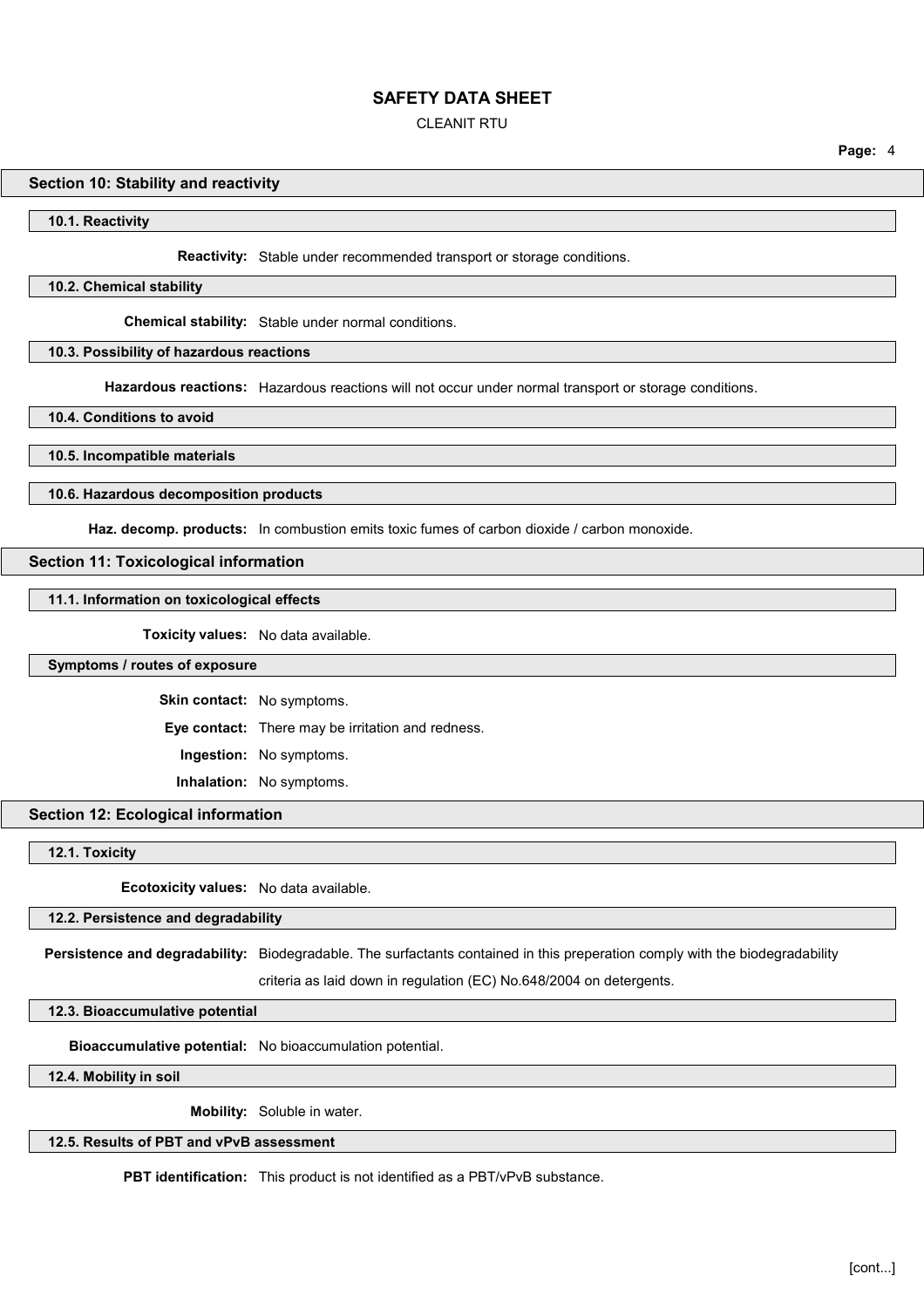## Section 10: Stability and reactivity

### 10.1. Reactivity

**Reactivity:** Stable under recommended transport or storage conditions.

### 10.2. Chemical stability

**Chemical stability:** Stable under normal conditions.

### 10.3. Possibility of hazardous reactions

**Hazardous reactions:** Hazardous reactions will not occur under normal transport or storage conditions.

### 10.4. Conditions to avoid

### 10.5. Incompatible materials

### 10.6. Hazardous decomposition products

**Haz. decomp. products:** In combustion emits toxic fumes of carbon dioxide / carbon monoxide.

## Section 11: Toxicological information

### 11.1. Information on toxicological effects

**Toxicity values:** No data available.

### Symptoms / routes of exposure

**Skin contact:** No symptoms.

**Eye contact:** There may be irritation and redness.

**Ingestion:** No symptoms.

**Inhalation:** No symptoms.

## Section 12: Ecological information

### 12.1. Toxicity

**Ecotoxicity values:** No data available.

### 12.2. Persistence and degradability

**Persistence and degradability:** Biodegradable. The surfactants contained in this preperation comply with the biodegradability criteria as laid down in regulation (EC) No.648/2004 on detergents.

### 12.3. Bioaccumulative potential

**Bioaccumulative potential:** No bioaccumulation potential.

### 12.4. Mobility in soil

**Mobility:** Soluble in water.

### 12.5. Results of PBT and vPvB assessment

**PBT identification:** This product is not identified as a PBT/vPvB substance.

[cont...]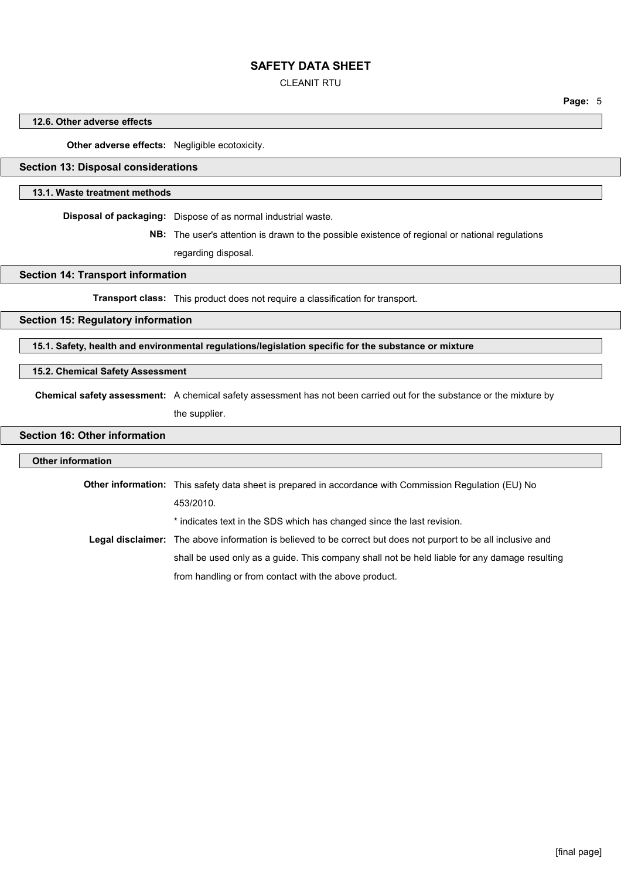### 12.6. Other adverse effects

**Other adverse effects:** Negligible ecotoxicity.

## Section 13: Disposal considerations

### 13.1. Waste treatment methods

**Disposal of packaging:** Dispose of as normal industrial waste.

**NB:** The user's attention is drawn to the possible existence of regional or national regulations regarding disposal.

## Section 14: Transport information

**Transport class:** This product does not require a classification for transport.

## Section 15: Regulatory information

### 15.1. Safety, health and environmental regulations/legislation specific for the substance or mixture

### 15.2. Chemical Safety Assessment

**Chemical safety assessment:** A chemical safety assessment has not been carried out for the substance or the mixture by the supplier.

## Section 16: Other information

### Other information

**Other information:** This safety data sheet is prepared in accordance with Commission Regulation (EU) No 453/2010.

* indicates text in the SDS which has changed since the last revision.

**Legal disclaimer:** The above information is believed to be correct but does not purport to be all inclusive and shall be used only as a guide. This company shall not be held liable for any damage resulting from handling or from contact with the above product.

[final page]